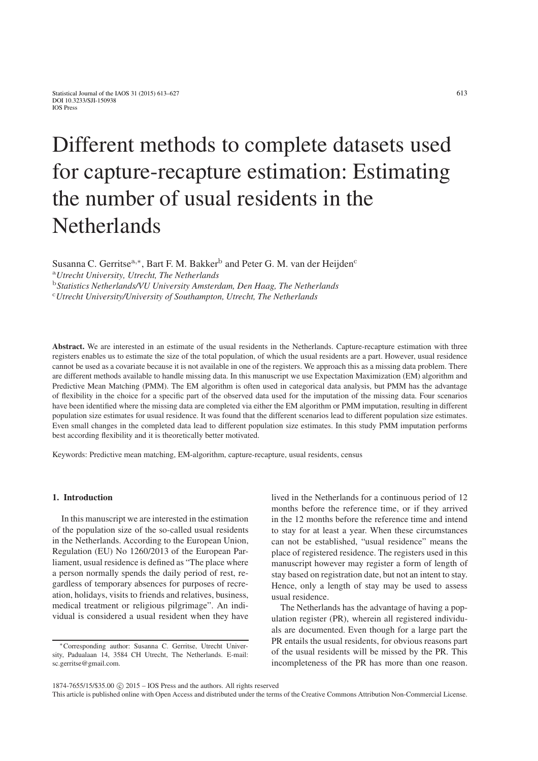# Different methods to complete datasets used for capture-recapture estimation: Estimating the number of usual residents in the Netherlands

Susanna C. Gerritse[a,*], Bart F. M. Bakker[b] and Peter G. M. van der Heijden[c]

[a] *Utrecht University, Utrecht, The Netherlands*

[b] *Statistics Netherlands/VU University Amsterdam, Den Haag, The Netherlands*

[c] *Utrecht University/University of Southampton, Utrecht, The Netherlands*

**Abstract.** We are interested in an estimate of the usual residents in the Netherlands. Capture-recapture estimation with three registers enables us to estimate the size of the total population, of which the usual residents are a part. However, usual residence cannot be used as a covariate because it is not available in one of the registers. We approach this as a missing data problem. There are different methods available to handle missing data. In this manuscript we use Expectation Maximization (EM) algorithm and Predictive Mean Matching (PMM). The EM algorithm is often used in categorical data analysis, but PMM has the advantage of flexibility in the choice for a specific part of the observed data used for the imputation of the missing data. Four scenarios have been identified where the missing data are completed via either the EM algorithm or PMM imputation, resulting in different population size estimates for usual residence. It was found that the different scenarios lead to different population size estimates. Even small changes in the completed data lead to different population size estimates. In this study PMM imputation performs best according flexibility and it is theoretically better motivated.

Keywords: Predictive mean matching, EM-algorithm, capture-recapture, usual residents, census

## 1. Introduction

In this manuscript we are interested in the estimation of the population size of the so-called usual residents in the Netherlands. According to the European Union, Regulation (EU) No 1260/2013 of the European Parliament, usual residence is defined as "The place where a person normally spends the daily period of rest, regardless of temporary absences for purposes of recreation, holidays, visits to friends and relatives, business, medical treatment or religious pilgrimage". An individual is considered a usual resident when they have lived in the Netherlands for a continuous period of 12 months before the reference time, or if they arrived in the 12 months before the reference time and intend to stay for at least a year. When these circumstances can not be established, "usual residence" means the place of registered residence. The registers used in this manuscript however may register a form of length of stay based on registration date, but not an intent to stay. Hence, only a length of stay may be used to assess usual residence.

The Netherlands has the advantage of having a population register (PR), wherein all registered individuals are documented. Even though for a large part the PR entails the usual residents, for obvious reasons part of the usual residents will be missed by the PR. This incompleteness of the PR has more than one reason.

*Corresponding author: Susanna C. Gerritse, Utrecht University, Padualaan 14, 3584 CH Utrecht, The Netherlands. E-mail: sc.gerritse@gmail.com.

1874-7655/15/$35.00 © 2015 – IOS Press and the authors. All rights reserved

This article is published online with Open Access and distributed under the terms of the Creative Commons Attribution Non-Commercial License.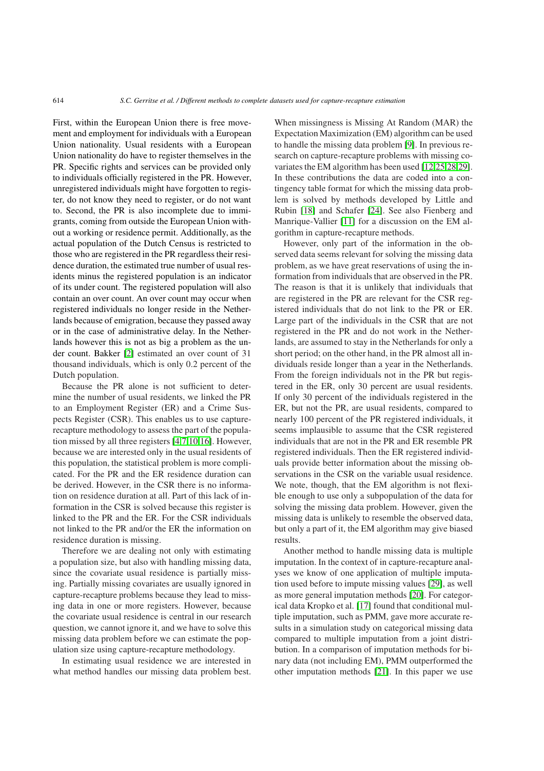First, within the European Union there is free movement and employment for individuals with a European Union nationality. Usual residents with a European Union nationality do have to register themselves in the PR. Specific rights and services can be provided only to individuals officially registered in the PR. However, unregistered individuals might have forgotten to register, do not know they need to register, or do not want to. Second, the PR is also incomplete due to immigrants, coming from outside the European Union without a working or residence permit. Additionally, as the actual population of the Dutch Census is restricted to those who are registered in the PR regardless their residence duration, the estimated true number of usual residents minus the registered population is an indicator of its under count. The registered population will also contain an over count. An over count may occur when registered individuals no longer reside in the Netherlands because of emigration, because they passed away or in the case of administrative delay. In the Netherlands however this is not as big a problem as the under count. Bakker [2] estimated an over count of 31 thousand individuals, which is only 0.2 percent of the Dutch population.

Because the PR alone is not sufficient to determine the number of usual residents, we linked the PR to an Employment Register (ER) and a Crime Suspects Register (CSR). This enables us to use capture-recapture methodology to assess the part of the population missed by all three registers [4,7,10,16]. However, because we are interested only in the usual residents of this population, the statistical problem is more complicated. For the PR and the ER residence duration can be derived. However, in the CSR there is no information on residence duration at all. Part of this lack of information in the CSR is solved because this register is linked to the PR and the ER. For the CSR individuals not linked to the PR and/or the ER the information on residence duration is missing.

Therefore we are dealing not only with estimating a population size, but also with handling missing data, since the covariate usual residence is partially missing. Partially missing covariates are usually ignored in capture-recapture problems because they lead to missing data in one or more registers. However, because the covariate usual residence is central in our research question, we cannot ignore it, and we have to solve this missing data problem before we can estimate the population size using capture-recapture methodology.

In estimating usual residence we are interested in what method handles our missing data problem best. When missingness is Missing At Random (MAR) the Expectation Maximization (EM) algorithm can be used to handle the missing data problem [9]. In previous research on capture-recapture problems with missing covariates the EM algorithm has been used [12,25,28,29]. In these contributions the data are coded into a contingency table format for which the missing data problem is solved by methods developed by Little and Rubin [18] and Schafer [24]. See also Fienberg and Manrique-Vallier [11] for a discussion on the EM algorithm in capture-recapture methods.

However, only part of the information in the observed data seems relevant for solving the missing data problem, as we have great reservations of using the information from individuals that are observed in the PR. The reason is that it is unlikely that individuals that are registered in the PR are relevant for the CSR registered individuals that do not link to the PR or ER. Large part of the individuals in the CSR that are not registered in the PR and do not work in the Netherlands, are assumed to stay in the Netherlands for only a short period; on the other hand, in the PR almost all individuals reside longer than a year in the Netherlands. From the foreign individuals not in the PR but registered in the ER, only 30 percent are usual residents. If only 30 percent of the individuals registered in the ER, but not the PR, are usual residents, compared to nearly 100 percent of the PR registered individuals, it seems implausible to assume that the CSR registered individuals that are not in the PR and ER resemble PR registered individuals. Then the ER registered individuals provide better information about the missing observations in the CSR on the variable usual residence. We note, though, that the EM algorithm is not flexible enough to use only a subpopulation of the data for solving the missing data problem. However, given the missing data is unlikely to resemble the observed data, but only a part of it, the EM algorithm may give biased results.

Another method to handle missing data is multiple imputation. In the context of in capture-recapture analyses we know of one application of multiple imputation used before to impute missing values [29], as well as more general imputation methods [20]. For categorical data Kropko et al. [17] found that conditional multiple imputation, such as PMM, gave more accurate results in a simulation study on categorical missing data compared to multiple imputation from a joint distribution. In a comparison of imputation methods for binary data (not including EM), PMM outperformed the other imputation methods [21]. In this paper we use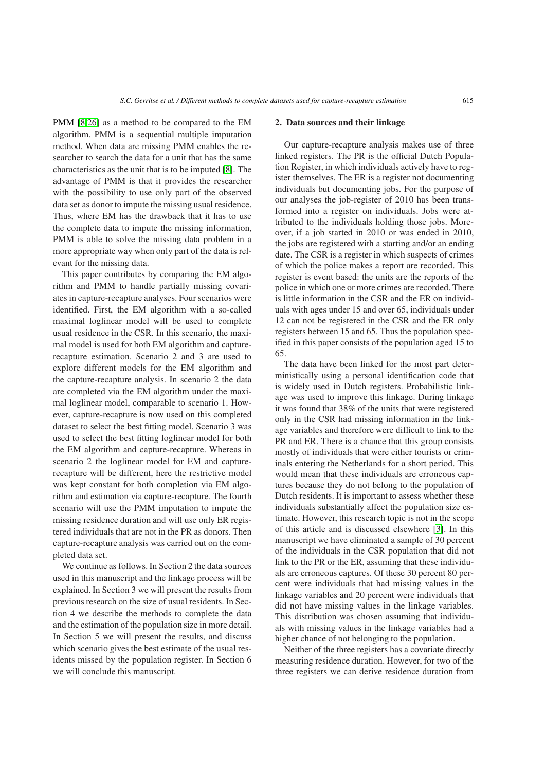PMM [8,26] as a method to be compared to the EM algorithm. PMM is a sequential multiple imputation method. When data are missing PMM enables the researcher to search the data for a unit that has the same characteristics as the unit that is to be imputed [8]. The advantage of PMM is that it provides the researcher with the possibility to use only part of the observed data set as donor to impute the missing usual residence. Thus, where EM has the drawback that it has to use the complete data to impute the missing information, PMM is able to solve the missing data problem in a more appropriate way when only part of the data is relevant for the missing data.

This paper contributes by comparing the EM algorithm and PMM to handle partially missing covariates in capture-recapture analyses. Four scenarios were identified. First, the EM algorithm with a so-called maximal loglinear model will be used to complete usual residence in the CSR. In this scenario, the maximal model is used for both EM algorithm and capture-recapture estimation. Scenario 2 and 3 are used to explore different models for the EM algorithm and the capture-recapture analysis. In scenario 2 the data are completed via the EM algorithm under the maximal loglinear model, comparable to scenario 1. However, capture-recapture is now used on this completed dataset to select the best fitting model. Scenario 3 was used to select the best fitting loglinear model for both the EM algorithm and capture-recapture. Whereas in scenario 2 the loglinear model for EM and capture-recapture will be different, here the restrictive model was kept constant for both completion via EM algorithm and estimation via capture-recapture. The fourth scenario will use the PMM imputation to impute the missing residence duration and will use only ER registered individuals that are not in the PR as donors. Then capture-recapture analysis was carried out on the completed data set.

We continue as follows. In Section 2 the data sources used in this manuscript and the linkage process will be explained. In Section 3 we will present the results from previous research on the size of usual residents. In Section 4 we describe the methods to complete the data and the estimation of the population size in more detail. In Section 5 we will present the results, and discuss which scenario gives the best estimate of the usual residents missed by the population register. In Section 6 we will conclude this manuscript.

## 2. Data sources and their linkage

Our capture-recapture analysis makes use of three linked registers. The PR is the official Dutch Population Register, in which individuals actively have to register themselves. The ER is a register not documenting individuals but documenting jobs. For the purpose of our analyses the job-register of 2010 has been transformed into a register on individuals. Jobs were attributed to the individuals holding those jobs. Moreover, if a job started in 2010 or was ended in 2010, the jobs are registered with a starting and/or an ending date. The CSR is a register in which suspects of crimes of which the police makes a report are recorded. This register is event based: the units are the reports of the police in which one or more crimes are recorded. There is little information in the CSR and the ER on individuals with ages under 15 and over 65, individuals under 12 can not be registered in the CSR and the ER only registers between 15 and 65. Thus the population specified in this paper consists of the population aged 15 to 65.

The data have been linked for the most part deterministically using a personal identification code that is widely used in Dutch registers. Probabilistic linkage was used to improve this linkage. During linkage it was found that 38% of the units that were registered only in the CSR had missing information in the linkage variables and therefore were difficult to link to the PR and ER. There is a chance that this group consists mostly of individuals that were either tourists or criminals entering the Netherlands for a short period. This would mean that these individuals are erroneous captures because they do not belong to the population of Dutch residents. It is important to assess whether these individuals substantially affect the population size estimate. However, this research topic is not in the scope of this article and is discussed elsewhere [3]. In this manuscript we have eliminated a sample of 30 percent of the individuals in the CSR population that did not link to the PR or the ER, assuming that these individuals are erroneous captures. Of these 30 percent 80 percent were individuals that had missing values in the linkage variables and 20 percent were individuals that did not have missing values in the linkage variables. This distribution was chosen assuming that individuals with missing values in the linkage variables had a higher chance of not belonging to the population.

Neither of the three registers has a covariate directly measuring residence duration. However, for two of the three registers we can derive residence duration from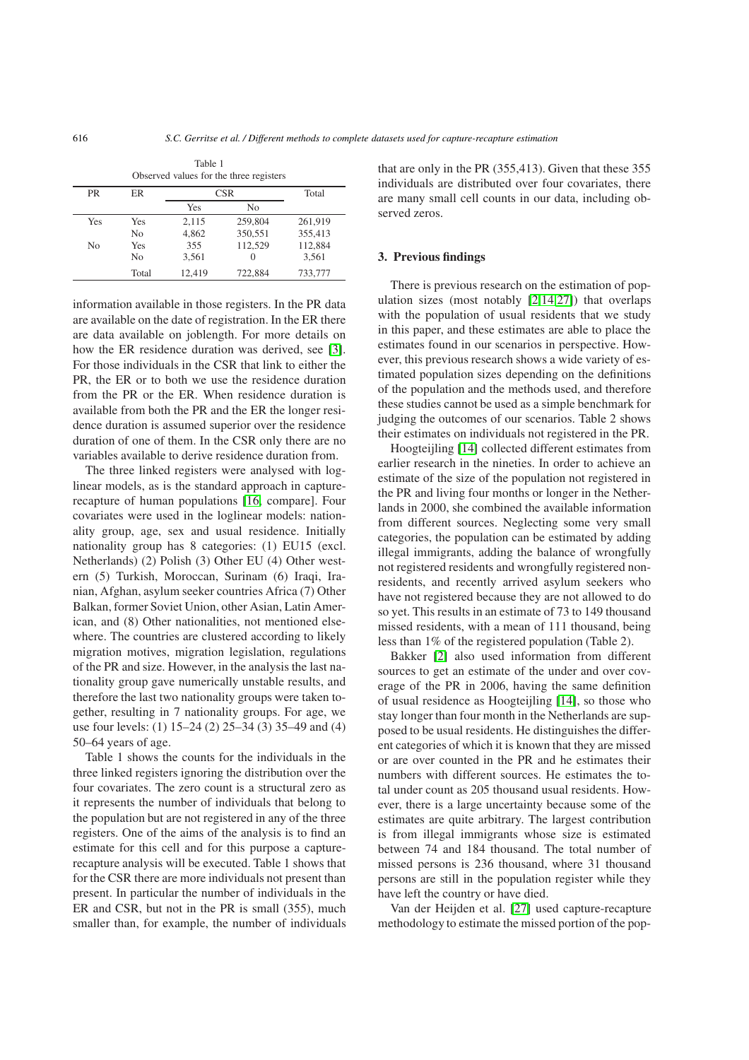Table 1
Observed values for the three registers

| PR | ER | CSR | | Total |
|---|---|---|---|---|
| | | Yes | No | |
| Yes | Yes | 2,115 | 259,804 | 261,919 |
| | No | 4,862 | 350,551 | 355,413 |
| No | Yes | 355 | 112,529 | 112,884 |
| | No | 3,561 | 0 | 3,561 |
| | Total | 12,419 | 722,884 | 733,777 |

information available in those registers. In the PR data are available on the date of registration. In the ER there are data available on joblength. For more details on how the ER residence duration was derived, see [3]. For those individuals in the CSR that link to either the PR, the ER or to both we use the residence duration from the PR or the ER. When residence duration is available from both the PR and the ER the longer residence duration is assumed superior over the residence duration of one of them. In the CSR only there are no variables available to derive residence duration from.

The three linked registers were analysed with loglinear models, as is the standard approach in capture-recapture of human populations [16, compare]. Four covariates were used in the loglinear models: nationality group, age, sex and usual residence. Initially nationality group has 8 categories: (1) EU15 (excl. Netherlands) (2) Polish (3) Other EU (4) Other western (5) Turkish, Moroccan, Surinam (6) Iraqi, Iranian, Afghan, asylum seeker countries Africa (7) Other Balkan, former Soviet Union, other Asian, Latin American, and (8) Other nationalities, not mentioned elsewhere. The countries are clustered according to likely migration motives, migration legislation, regulations of the PR and size. However, in the analysis the last nationality group gave numerically unstable results, and therefore the last two nationality groups were taken together, resulting in 7 nationality groups. For age, we use four levels: (1) 15–24 (2) 25–34 (3) 35–49 and (4) 50–64 years of age.

Table 1 shows the counts for the individuals in the three linked registers ignoring the distribution over the four covariates. The zero count is a structural zero as it represents the number of individuals that belong to the population but are not registered in any of the three registers. One of the aims of the analysis is to find an estimate for this cell and for this purpose a capture-recapture analysis will be executed. Table 1 shows that for the CSR there are more individuals not present than present. In particular the number of individuals in the ER and CSR, but not in the PR is small (355), much smaller than, for example, the number of individuals that are only in the PR (355,413). Given that these 355 individuals are distributed over four covariates, there are many small cell counts in our data, including observed zeros.

## 3. Previous findings

There is previous research on the estimation of population sizes (most notably [2,14,27]) that overlaps with the population of usual residents that we study in this paper, and these estimates are able to place the estimates found in our scenarios in perspective. However, this previous research shows a wide variety of estimated population sizes depending on the definitions of the population and the methods used, and therefore these studies cannot be used as a simple benchmark for judging the outcomes of our scenarios. Table 2 shows their estimates on individuals not registered in the PR.

Hoogteijling [14] collected different estimates from earlier research in the nineties. In order to achieve an estimate of the size of the population not registered in the PR and living four months or longer in the Netherlands in 2000, she combined the available information from different sources. Neglecting some very small categories, the population can be estimated by adding illegal immigrants, adding the balance of wrongfully not registered residents and wrongfully registered non-residents, and recently arrived asylum seekers who have not registered because they are not allowed to do so yet. This results in an estimate of 73 to 149 thousand missed residents, with a mean of 111 thousand, being less than 1% of the registered population (Table 2).

Bakker [2] also used information from different sources to get an estimate of the under and over coverage of the PR in 2006, having the same definition of usual residence as Hoogteijling [14], so those who stay longer than four month in the Netherlands are supposed to be usual residents. He distinguishes the different categories of which it is known that they are missed or are over counted in the PR and he estimates their numbers with different sources. He estimates the total under count as 205 thousand usual residents. However, there is a large uncertainty because some of the estimates are quite arbitrary. The largest contribution is from illegal immigrants whose size is estimated between 74 and 184 thousand. The total number of missed persons is 236 thousand, where 31 thousand persons are still in the population register while they have left the country or have died.

Van der Heijden et al. [27] used capture-recapture methodology to estimate the missed portion of the pop-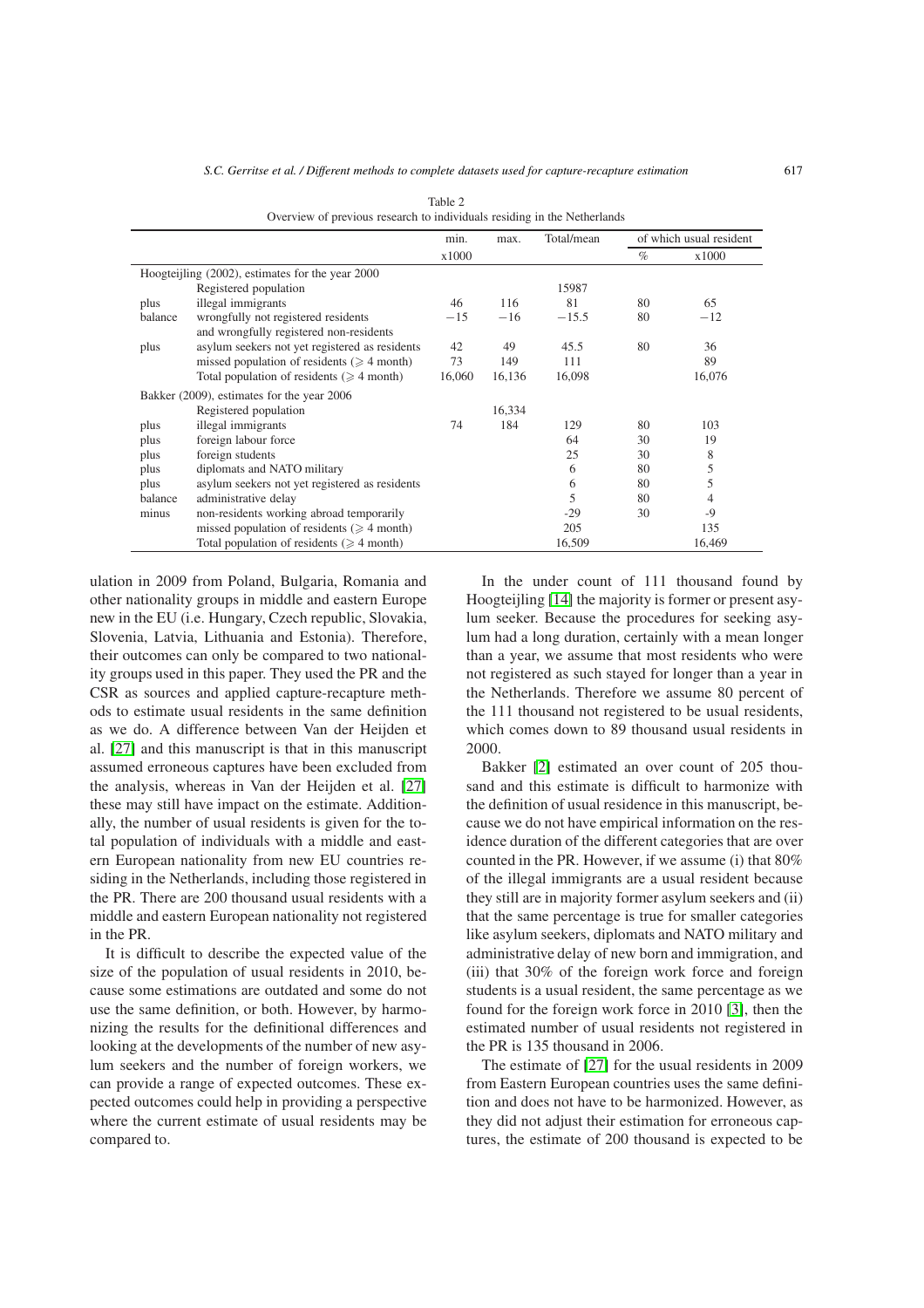Table 2
Overview of previous research to individuals residing in the Netherlands

| | | min. | max. | Total/mean | of which usual resident | |
|---|---|---|---|---|---|---|
| | | x1000 | | | % | x1000 |
| Hoogteijling (2002), estimates for the year 2000 | | | | | | |
| | Registered population | | | 15987 | | |
| plus | illegal immigrants | 46 | 116 | 81 | 80 | 65 |
| balance | wrongfully not registered residents and wrongfully registered non-residents | −15 | −16 | −15.5 | 80 | −12 |
| plus | asylum seekers not yet registered as residents | 42 | 49 | 45.5 | 80 | 36 |
| | missed population of residents ($\geqslant$ 4 month) | 73 | 149 | 111 | | 89 |
| | Total population of residents ($\geqslant$ 4 month) | 16,060 | 16,136 | 16,098 | | 16,076 |
| Bakker (2009), estimates for the year 2006 | | | | | | |
| | Registered population | | 16,334 | | | |
| plus | illegal immigrants | 74 | 184 | 129 | 80 | 103 |
| plus | foreign labour force | | | 64 | 30 | 19 |
| plus | foreign students | | | 25 | 30 | 8 |
| plus | diplomats and NATO military | | | 6 | 80 | 5 |
| plus | asylum seekers not yet registered as residents | | | 6 | 80 | 5 |
| balance | administrative delay | | | 5 | 80 | 4 |
| minus | non-residents working abroad temporarily | | | -29 | 30 | -9 |
| | missed population of residents ($\geqslant$ 4 month) | | | 205 | | 135 |
| | Total population of residents ($\geqslant$ 4 month) | | | 16,509 | | 16,469 |

ulation in 2009 from Poland, Bulgaria, Romania and other nationality groups in middle and eastern Europe new in the EU (i.e. Hungary, Czech republic, Slovakia, Slovenia, Latvia, Lithuania and Estonia). Therefore, their outcomes can only be compared to two nationality groups used in this paper. They used the PR and the CSR as sources and applied capture-recapture methods to estimate usual residents in the same definition as we do. A difference between Van der Heijden et al. [27] and this manuscript is that in this manuscript assumed erroneous captures have been excluded from the analysis, whereas in Van der Heijden et al. [27] these may still have impact on the estimate. Additionally, the number of usual residents is given for the total population of individuals with a middle and eastern European nationality from new EU countries residing in the Netherlands, including those registered in the PR. There are 200 thousand usual residents with a middle and eastern European nationality not registered in the PR.

It is difficult to describe the expected value of the size of the population of usual residents in 2010, because some estimations are outdated and some do not use the same definition, or both. However, by harmonizing the results for the definitional differences and looking at the developments of the number of new asylum seekers and the number of foreign workers, we can provide a range of expected outcomes. These expected outcomes could help in providing a perspective where the current estimate of usual residents may be compared to.

In the under count of 111 thousand found by Hoogteijling [14] the majority is former or present asylum seeker. Because the procedures for seeking asylum had a long duration, certainly with a mean longer than a year, we assume that most residents who were not registered as such stayed for longer than a year in the Netherlands. Therefore we assume 80 percent of the 111 thousand not registered to be usual residents, which comes down to 89 thousand usual residents in 2000.

Bakker [2] estimated an over count of 205 thousand and this estimate is difficult to harmonize with the definition of usual residence in this manuscript, because we do not have empirical information on the residence duration of the different categories that are over counted in the PR. However, if we assume (i) that 80% of the illegal immigrants are a usual resident because they still are in majority former asylum seekers and (ii) that the same percentage is true for smaller categories like asylum seekers, diplomats and NATO military and administrative delay of new born and immigration, and (iii) that 30% of the foreign work force and foreign students is a usual resident, the same percentage as we found for the foreign work force in 2010 [3], then the estimated number of usual residents not registered in the PR is 135 thousand in 2006.

The estimate of [27] for the usual residents in 2009 from Eastern European countries uses the same definition and does not have to be harmonized. However, as they did not adjust their estimation for erroneous captures, the estimate of 200 thousand is expected to be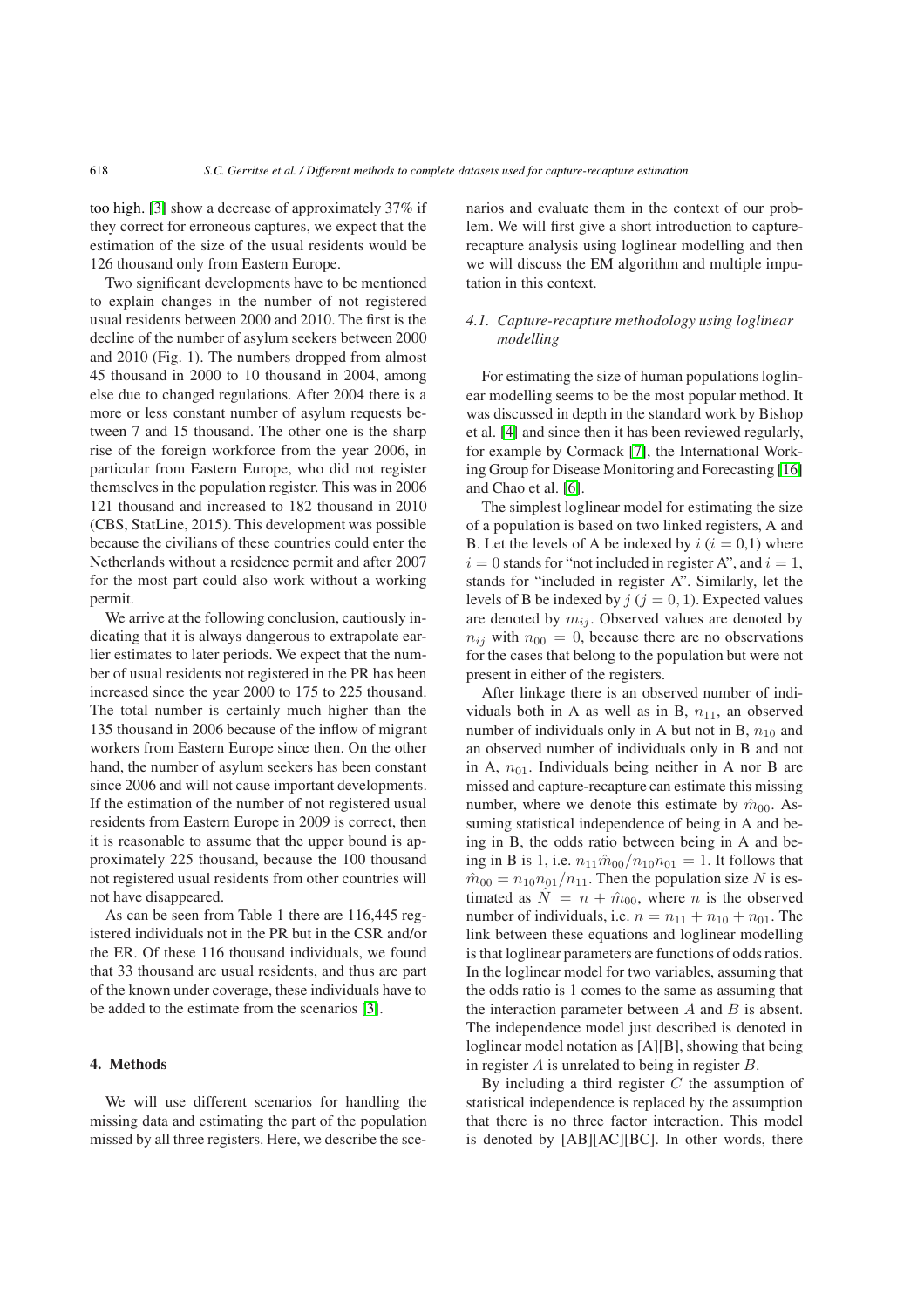too high. [3] show a decrease of approximately 37% if they correct for erroneous captures, we expect that the estimation of the size of the usual residents would be 126 thousand only from Eastern Europe.

Two significant developments have to be mentioned to explain changes in the number of not registered usual residents between 2000 and 2010. The first is the decline of the number of asylum seekers between 2000 and 2010 (Fig. 1). The numbers dropped from almost 45 thousand in 2000 to 10 thousand in 2004, among else due to changed regulations. After 2004 there is a more or less constant number of asylum requests between 7 and 15 thousand. The other one is the sharp rise of the foreign workforce from the year 2006, in particular from Eastern Europe, who did not register themselves in the population register. This was in 2006 121 thousand and increased to 182 thousand in 2010 (CBS, StatLine, 2015). This development was possible because the civilians of these countries could enter the Netherlands without a residence permit and after 2007 for the most part could also work without a working permit.

We arrive at the following conclusion, cautiously indicating that it is always dangerous to extrapolate earlier estimates to later periods. We expect that the number of usual residents not registered in the PR has been increased since the year 2000 to 175 to 225 thousand. The total number is certainly much higher than the 135 thousand in 2006 because of the inflow of migrant workers from Eastern Europe since then. On the other hand, the number of asylum seekers has been constant since 2006 and will not cause important developments. If the estimation of the number of not registered usual residents from Eastern Europe in 2009 is correct, then it is reasonable to assume that the upper bound is approximately 225 thousand, because the 100 thousand not registered usual residents from other countries will not have disappeared.

As can be seen from Table 1 there are 116,445 registered individuals not in the PR but in the CSR and/or the ER. Of these 116 thousand individuals, we found that 33 thousand are usual residents, and thus are part of the known under coverage, these individuals have to be added to the estimate from the scenarios [3].

## 4. Methods

We will use different scenarios for handling the missing data and estimating the part of the population missed by all three registers. Here, we describe the scenarios and evaluate them in the context of our problem. We will first give a short introduction to capture-recapture analysis using loglinear modelling and then we will discuss the EM algorithm and multiple imputation in this context.

### *4.1. Capture-recapture methodology using loglinear modelling*

For estimating the size of human populations loglinear modelling seems to be the most popular method. It was discussed in depth in the standard work by Bishop et al. [4] and since then it has been reviewed regularly, for example by Cormack [7], the International Working Group for Disease Monitoring and Forecasting [16] and Chao et al. [6].

The simplest loglinear model for estimating the size of a population is based on two linked registers, A and B. Let the levels of A be indexed by $i$ ($i$ = 0,1) where $i = 0$ stands for "not included in register A", and $i = 1$, stands for "included in register A". Similarly, let the levels of B be indexed by $j$ ($j = 0, 1$). Expected values are denoted by $m_{ij}$. Observed values are denoted by $n_{ij}$ with $n_{00} = 0$, because there are no observations for the cases that belong to the population but were not present in either of the registers.

After linkage there is an observed number of individuals both in A as well as in B, $n_{11}$, an observed number of individuals only in A but not in B, $n_{10}$ and an observed number of individuals only in B and not in A, $n_{01}$. Individuals being neither in A nor B are missed and capture-recapture can estimate this missing number, where we denote this estimate by $\hat{m}_{00}$. Assuming statistical independence of being in A and being in B, the odds ratio between being in A and being in B is 1, i.e. $n_{11}\hat{m}_{00}/n_{10}n_{01} = 1$. It follows that $\hat{m}_{00} = n_{10}n_{01}/n_{11}$. Then the population size $N$ is estimated as $\hat{N} = n + \hat{m}_{00}$, where $n$ is the observed number of individuals, i.e. $n = n_{11} + n_{10} + n_{01}$. The link between these equations and loglinear modelling is that loglinear parameters are functions of odds ratios. In the loglinear model for two variables, assuming that the odds ratio is 1 comes to the same as assuming that the interaction parameter between $A$ and $B$ is absent. The independence model just described is denoted in loglinear model notation as [A][B], showing that being in register $A$ is unrelated to being in register $B$.

By including a third register $C$ the assumption of statistical independence is replaced by the assumption that there is no three factor interaction. This model is denoted by [AB][AC][BC]. In other words, there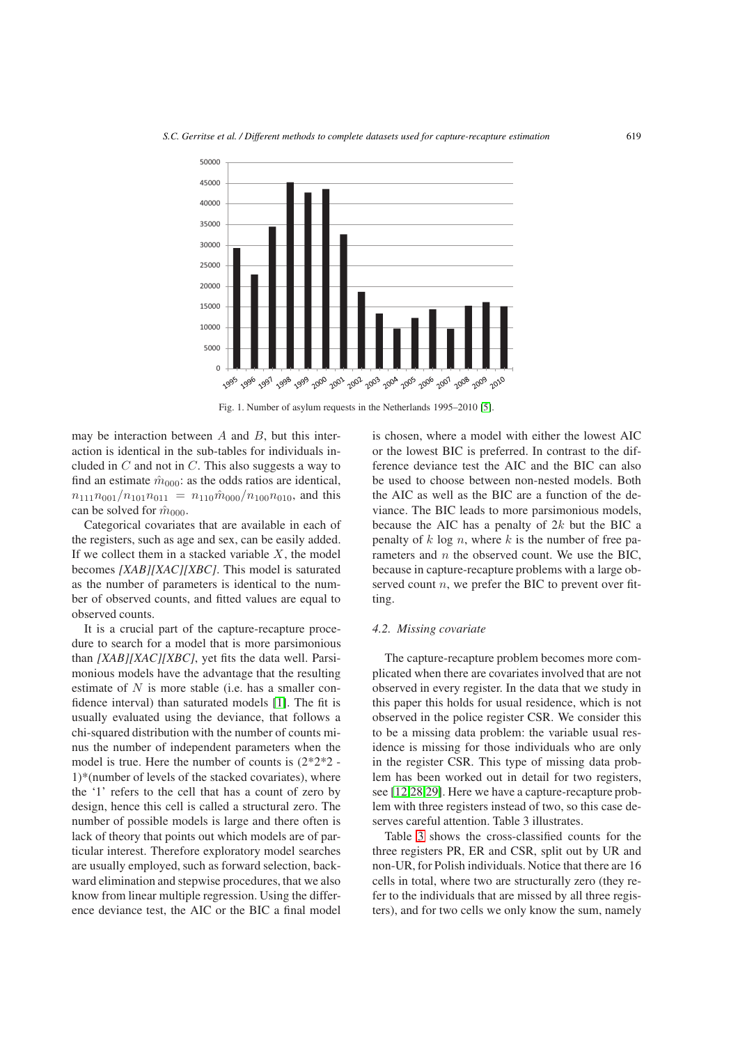50000
45000
40000
35000
30000
25000
20000
15000
10000
5000
0

1995 1996 1997 1998 1999 2000 2001 2002 2003 2004 2005 2006 2007 2008 2009 2010

Fig. 1. Number of asylum requests in the Netherlands 1995–2010 [5].

may be interaction between $A$ and $B$, but this interaction is identical in the sub-tables for individuals included in $C$ and not in $C$. This also suggests a way to find an estimate $\hat{m}_{000}$: as the odds ratios are identical, $n_{111}n_{001}/n_{101}n_{011} = n_{110}\hat{m}_{000}/n_{100}n_{010}$, and this can be solved for $\hat{m}_{000}$.

Categorical covariates that are available in each of the registers, such as age and sex, can be easily added. If we collect them in a stacked variable $X$, the model becomes *[XAB][XAC][XBC]*. This model is saturated as the number of parameters is identical to the number of observed counts, and fitted values are equal to observed counts.

It is a crucial part of the capture-recapture procedure to search for a model that is more parsimonious than *[XAB][XAC][XBC]*, yet fits the data well. Parsimonious models have the advantage that the resulting estimate of $N$ is more stable (i.e. has a smaller confidence interval) than saturated models [1]. The fit is usually evaluated using the deviance, that follows a chi-squared distribution with the number of counts minus the number of independent parameters when the model is true. Here the number of counts is (2*2*2 - 1)*(number of levels of the stacked covariates), where the '1' refers to the cell that has a count of zero by design, hence this cell is called a structural zero. The number of possible models is large and there often is lack of theory that points out which models are of particular interest. Therefore exploratory model searches are usually employed, such as forward selection, backward elimination and stepwise procedures, that we also know from linear multiple regression. Using the difference deviance test, the AIC or the BIC a final model is chosen, where a model with either the lowest AIC or the lowest BIC is preferred. In contrast to the difference deviance test the AIC and the BIC can also be used to choose between non-nested models. Both the AIC as well as the BIC are a function of the deviance. The BIC leads to more parsimonious models, because the AIC has a penalty of $2k$ but the BIC a penalty of $k \log n$, where $k$ is the number of free parameters and $n$ the observed count. We use the BIC, because in capture-recapture problems with a large observed count $n$, we prefer the BIC to prevent over fitting.

### 4.2. Missing covariate

The capture-recapture problem becomes more complicated when there are covariates involved that are not observed in every register. In the data that we study in this paper this holds for usual residence, which is not observed in the police register CSR. We consider this to be a missing data problem: the variable usual residence is missing for those individuals who are only in the register CSR. This type of missing data problem has been worked out in detail for two registers, see [12,28,29]. Here we have a capture-recapture problem with three registers instead of two, so this case deserves careful attention. Table 3 illustrates.

Table 3 shows the cross-classified counts for the three registers PR, ER and CSR, split out by UR and non-UR, for Polish individuals. Notice that there are 16 cells in total, where two are structurally zero (they refer to the individuals that are missed by all three registers), and for two cells we only know the sum, namely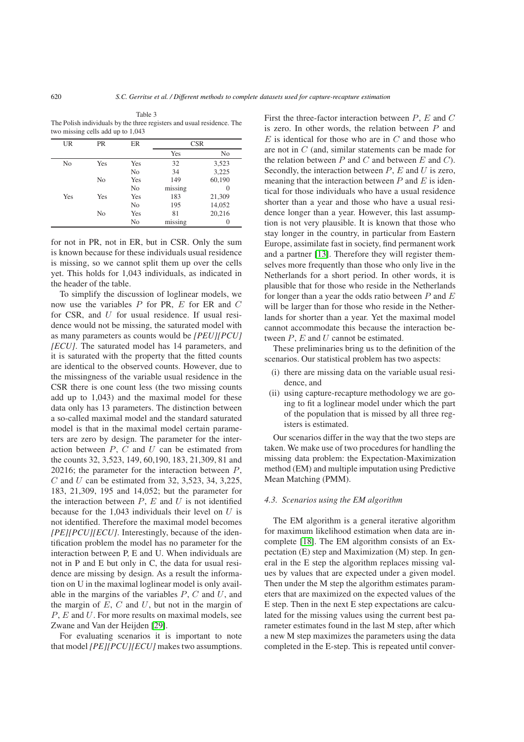Table 3
The Polish individuals by the three registers and usual residence. The two missing cells add up to 1,043

| UR | PR | ER | CSR | |
|---|---|---|---|---|
| | | | Yes | No |
| No | Yes | Yes | 32 | 3,523 |
| | | No | 34 | 3,225 |
| | No | Yes | 149 | 60,190 |
| | | No | missing | 0 |
| Yes | Yes | Yes | 183 | 21,309 |
| | | No | 195 | 14,052 |
| | No | Yes | 81 | 20,216 |
| | | No | missing | 0 |

for not in PR, not in ER, but in CSR. Only the sum is known because for these individuals usual residence is missing, so we cannot split them up over the cells yet. This holds for 1,043 individuals, as indicated in the header of the table.

To simplify the discussion of loglinear models, we now use the variables $P$ for PR, $E$ for ER and $C$ for CSR, and $U$ for usual residence. If usual residence would not be missing, the saturated model with as many parameters as counts would be *[PEU][PCU][ECU]*. The saturated model has 14 parameters, and it is saturated with the property that the fitted counts are identical to the observed counts. However, due to the missingness of the variable usual residence in the CSR there is one count less (the two missing counts add up to 1,043) and the maximal model for these data only has 13 parameters. The distinction between a so-called maximal model and the standard saturated model is that in the maximal model certain parameters are zero by design. The parameter for the interaction between $P$, $C$ and $U$ can be estimated from the counts 32, 3,523, 149, 60,190, 183, 21,309, 81 and 20216; the parameter for the interaction between $P$, $C$ and $U$ can be estimated from 32, 3,523, 34, 3,225, 183, 21,309, 195 and 14,052; but the parameter for the interaction between $P$, $E$ and $U$ is not identified because for the 1,043 individuals their level on $U$ is not identified. Therefore the maximal model becomes *[PE][PCU][ECU]*. Interestingly, because of the identification problem the model has no parameter for the interaction between P, E and U. When individuals are not in P and E but only in C, the data for usual residence are missing by design. As a result the information on U in the maximal loglinear model is only available in the margins of the variables $P$, $C$ and $U$, and the margin of $E$, $C$ and $U$, but not in the margin of $P$, $E$ and $U$. For more results on maximal models, see Zwane and Van der Heijden [29].

For evaluating scenarios it is important to note that model *[PE][PCU][ECU]* makes two assumptions. First the three-factor interaction between $P$, $E$ and $C$ is zero. In other words, the relation between $P$ and $E$ is identical for those who are in $C$ and those who are not in $C$ (and, similar statements can be made for the relation between $P$ and $C$ and between $E$ and $C$). Secondly, the interaction between $P$, $E$ and $U$ is zero, meaning that the interaction between $P$ and $E$ is identical for those individuals who have a usual residence shorter than a year and those who have a usual residence longer than a year. However, this last assumption is not very plausible. It is known that those who stay longer in the country, in particular from Eastern Europe, assimilate fast in society, find permanent work and a partner [13]. Therefore they will register themselves more frequently than those who only live in the Netherlands for a short period. In other words, it is plausible that for those who reside in the Netherlands for longer than a year the odds ratio between $P$ and $E$ will be larger than for those who reside in the Netherlands for shorter than a year. Yet the maximal model cannot accommodate this because the interaction between $P$, $E$ and $U$ cannot be estimated.

These preliminaries bring us to the definition of the scenarios. Our statistical problem has two aspects:

(i) there are missing data on the variable usual residence, and
(ii) using capture-recapture methodology we are going to fit a loglinear model under which the part of the population that is missed by all three registers is estimated.

Our scenarios differ in the way that the two steps are taken. We make use of two procedures for handling the missing data problem: the Expectation-Maximization method (EM) and multiple imputation using Predictive Mean Matching (PMM).

### 4.3. Scenarios using the EM algorithm

The EM algorithm is a general iterative algorithm for maximum likelihood estimation when data are incomplete [18]. The EM algorithm consists of an Expectation (E) step and Maximization (M) step. In general in the E step the algorithm replaces missing values by values that are expected under a given model. Then under the M step the algorithm estimates parameters that are maximized on the expected values of the E step. Then in the next E step expectations are calculated for the missing values using the current best parameter estimates found in the last M step, after which a new M step maximizes the parameters using the data completed in the E-step. This is repeated until conver-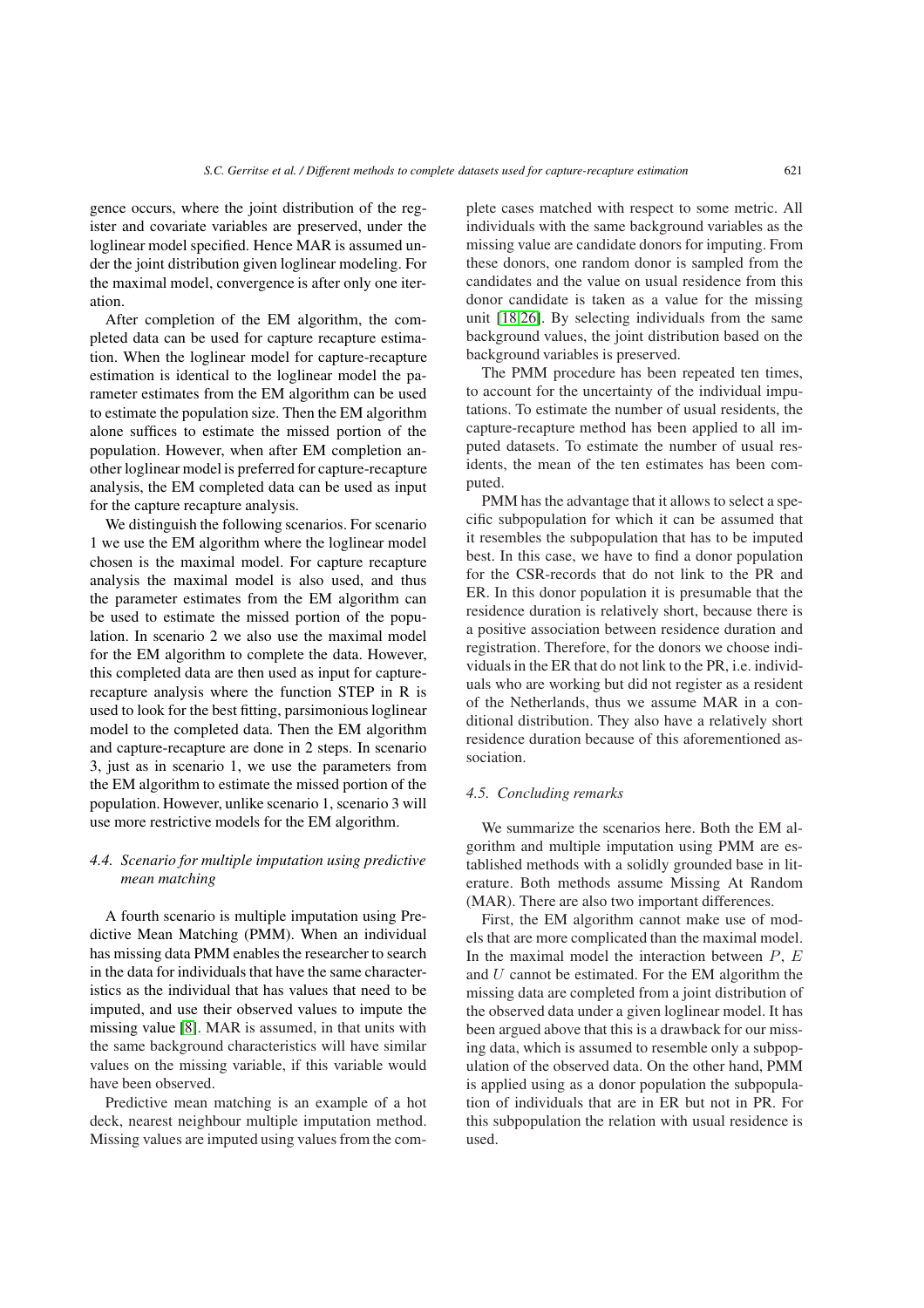gence occurs, where the joint distribution of the register and covariate variables are preserved, under the loglinear model specified. Hence MAR is assumed under the joint distribution given loglinear modeling. For the maximal model, convergence is after only one iteration.

After completion of the EM algorithm, the completed data can be used for capture recapture estimation. When the loglinear model for capture-recapture estimation is identical to the loglinear model the parameter estimates from the EM algorithm can be used to estimate the population size. Then the EM algorithm alone suffices to estimate the missed portion of the population. However, when after EM completion another loglinear model is preferred for capture-recapture analysis, the EM completed data can be used as input for the capture recapture analysis.

We distinguish the following scenarios. For scenario 1 we use the EM algorithm where the loglinear model chosen is the maximal model. For capture recapture analysis the maximal model is also used, and thus the parameter estimates from the EM algorithm can be used to estimate the missed portion of the population. In scenario 2 we also use the maximal model for the EM algorithm to complete the data. However, this completed data are then used as input for capture-recapture analysis where the function STEP in R is used to look for the best fitting, parsimonious loglinear model to the completed data. Then the EM algorithm and capture-recapture are done in 2 steps. In scenario 3, just as in scenario 1, we use the parameters from the EM algorithm to estimate the missed portion of the population. However, unlike scenario 1, scenario 3 will use more restrictive models for the EM algorithm.

### *4.4. Scenario for multiple imputation using predictive mean matching*

A fourth scenario is multiple imputation using Predictive Mean Matching (PMM). When an individual has missing data PMM enables the researcher to search in the data for individuals that have the same characteristics as the individual that has values that need to be imputed, and use their observed values to impute the missing value [8]. MAR is assumed, in that units with the same background characteristics will have similar values on the missing variable, if this variable would have been observed.

Predictive mean matching is an example of a hot deck, nearest neighbour multiple imputation method. Missing values are imputed using values from the complete cases matched with respect to some metric. All individuals with the same background variables as the missing value are candidate donors for imputing. From these donors, one random donor is sampled from the candidates and the value on usual residence from this donor candidate is taken as a value for the missing unit [18,26]. By selecting individuals from the same background values, the joint distribution based on the background variables is preserved.

The PMM procedure has been repeated ten times, to account for the uncertainty of the individual imputations. To estimate the number of usual residents, the capture-recapture method has been applied to all imputed datasets. To estimate the number of usual residents, the mean of the ten estimates has been computed.

PMM has the advantage that it allows to select a specific subpopulation for which it can be assumed that it resembles the subpopulation that has to be imputed best. In this case, we have to find a donor population for the CSR-records that do not link to the PR and ER. In this donor population it is presumable that the residence duration is relatively short, because there is a positive association between residence duration and registration. Therefore, for the donors we choose individuals in the ER that do not link to the PR, i.e. individuals who are working but did not register as a resident of the Netherlands, thus we assume MAR in a conditional distribution. They also have a relatively short residence duration because of this aforementioned association.

### *4.5. Concluding remarks*

We summarize the scenarios here. Both the EM algorithm and multiple imputation using PMM are established methods with a solidly grounded base in literature. Both methods assume Missing At Random (MAR). There are also two important differences.

First, the EM algorithm cannot make use of models that are more complicated than the maximal model. In the maximal model the interaction between $P$, $E$ and $U$ cannot be estimated. For the EM algorithm the missing data are completed from a joint distribution of the observed data under a given loglinear model. It has been argued above that this is a drawback for our missing data, which is assumed to resemble only a subpopulation of the observed data. On the other hand, PMM is applied using as a donor population the subpopulation of individuals that are in ER but not in PR. For this subpopulation the relation with usual residence is used.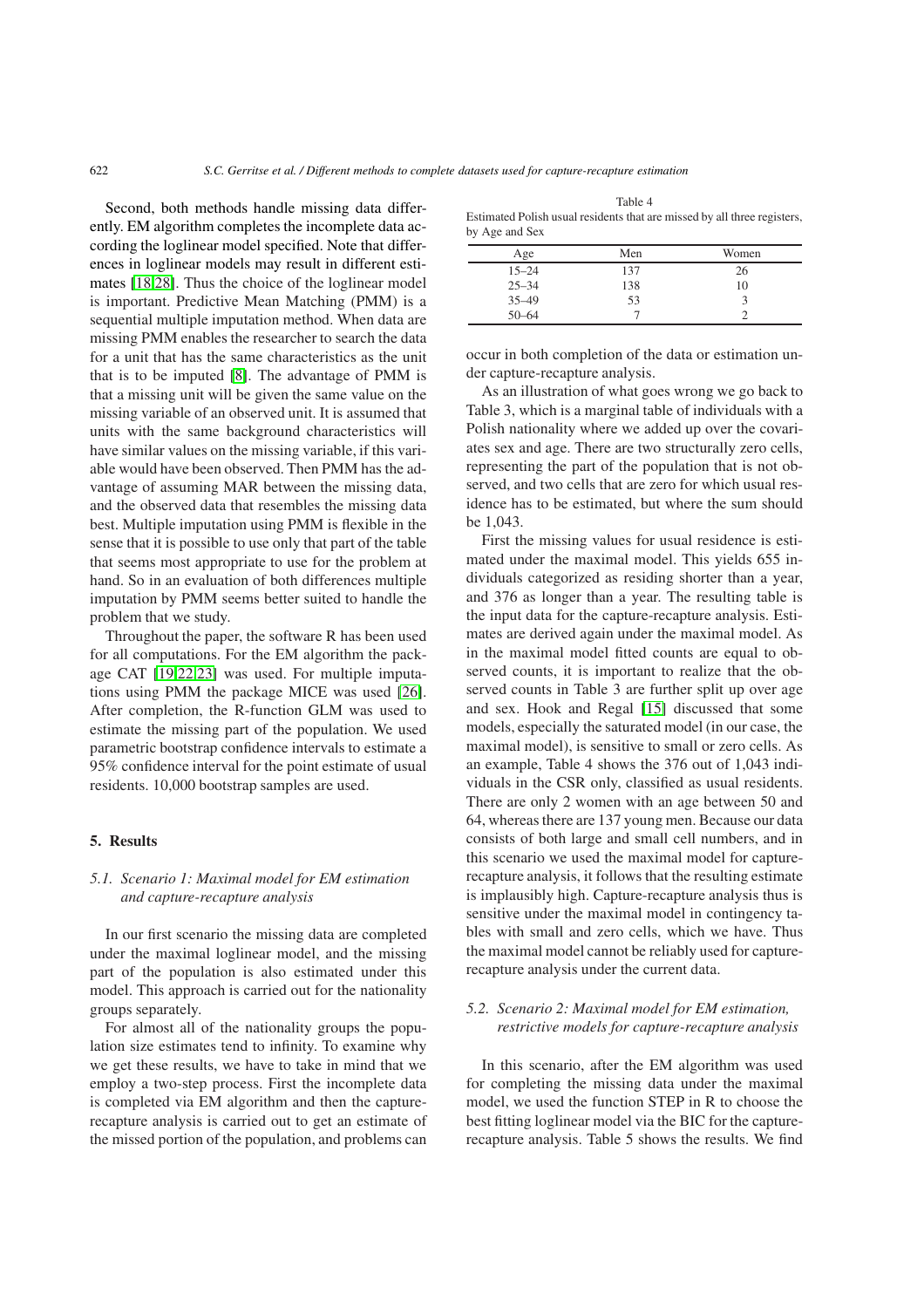Second, both methods handle missing data differently. EM algorithm completes the incomplete data according the loglinear model specified. Note that differences in loglinear models may result in different estimates [18,28]. Thus the choice of the loglinear model is important. Predictive Mean Matching (PMM) is a sequential multiple imputation method. When data are missing PMM enables the researcher to search the data for a unit that has the same characteristics as the unit that is to be imputed [8]. The advantage of PMM is that a missing unit will be given the same value on the missing variable of an observed unit. It is assumed that units with the same background characteristics will have similar values on the missing variable, if this variable would have been observed. Then PMM has the advantage of assuming MAR between the missing data, and the observed data that resembles the missing data best. Multiple imputation using PMM is flexible in the sense that it is possible to use only that part of the table that seems most appropriate to use for the problem at hand. So in an evaluation of both differences multiple imputation by PMM seems better suited to handle the problem that we study.

Throughout the paper, the software R has been used for all computations. For the EM algorithm the package CAT [19,22,23] was used. For multiple imputations using PMM the package MICE was used [26]. After completion, the R-function GLM was used to estimate the missing part of the population. We used parametric bootstrap confidence intervals to estimate a 95% confidence interval for the point estimate of usual residents. 10,000 bootstrap samples are used.

## 5. Results

### 5.1. Scenario 1: Maximal model for EM estimation and capture-recapture analysis

In our first scenario the missing data are completed under the maximal loglinear model, and the missing part of the population is also estimated under this model. This approach is carried out for the nationality groups separately.

For almost all of the nationality groups the population size estimates tend to infinity. To examine why we get these results, we have to take in mind that we employ a two-step process. First the incomplete data is completed via EM algorithm and then the capture-recapture analysis is carried out to get an estimate of the missed portion of the population, and problems can occur in both completion of the data or estimation under capture-recapture analysis.

Table 4
Estimated Polish usual residents that are missed by all three registers, by Age and Sex

| Age | Men | Women |
|---|---|---|
| 15–24 | 137 | 26 |
| 25–34 | 138 | 10 |
| 35–49 | 53 | 3 |
| 50–64 | 7 | 2 |

As an illustration of what goes wrong we go back to Table 3, which is a marginal table of individuals with a Polish nationality where we added up over the covariates sex and age. There are two structurally zero cells, representing the part of the population that is not observed, and two cells that are zero for which usual residence has to be estimated, but where the sum should be 1,043.

First the missing values for usual residence is estimated under the maximal model. This yields 655 individuals categorized as residing shorter than a year, and 376 as longer than a year. The resulting table is the input data for the capture-recapture analysis. Estimates are derived again under the maximal model. As in the maximal model fitted counts are equal to observed counts, it is important to realize that the observed counts in Table 3 are further split up over age and sex. Hook and Regal [15] discussed that some models, especially the saturated model (in our case, the maximal model), is sensitive to small or zero cells. As an example, Table 4 shows the 376 out of 1,043 individuals in the CSR only, classified as usual residents. There are only 2 women with an age between 50 and 64, whereas there are 137 young men. Because our data consists of both large and small cell numbers, and in this scenario we used the maximal model for capture-recapture analysis, it follows that the resulting estimate is implausibly high. Capture-recapture analysis thus is sensitive under the maximal model in contingency tables with small and zero cells, which we have. Thus the maximal model cannot be reliably used for capture-recapture analysis under the current data.

### 5.2. Scenario 2: Maximal model for EM estimation, restrictive models for capture-recapture analysis

In this scenario, after the EM algorithm was used for completing the missing data under the maximal model, we used the function STEP in R to choose the best fitting loglinear model via the BIC for the capture-recapture analysis. Table 5 shows the results. We find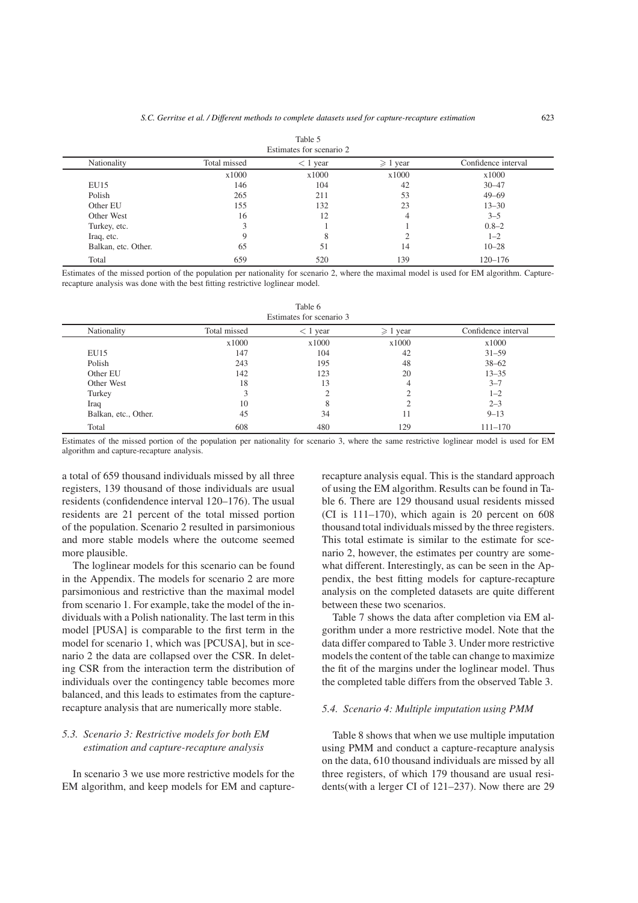Table 5
Estimates for scenario 2

| Nationality | Total missed | < 1 year | ⩾ 1 year | Confidence interval |
|---|---|---|---|---|
| | x1000 | x1000 | x1000 | x1000 |
| EU15 | 146 | 104 | 42 | 30–47 |
| Polish | 265 | 211 | 53 | 49–69 |
| Other EU | 155 | 132 | 23 | 13–30 |
| Other West | 16 | 12 | 4 | 3–5 |
| Turkey, etc. | 3 | 1 | 1 | 0.8–2 |
| Iraq, etc. | 9 | 8 | 2 | 1–2 |
| Balkan, etc. Other. | 65 | 51 | 14 | 10–28 |
| Total | 659 | 520 | 139 | 120–176 |

Estimates of the missed portion of the population per nationality for scenario 2, where the maximal model is used for EM algorithm. Capture-recapture analysis was done with the best fitting restrictive loglinear model.

Table 6
Estimates for scenario 3

| Nationality | Total missed | < 1 year | ⩾ 1 year | Confidence interval |
|---|---|---|---|---|
| | x1000 | x1000 | x1000 | x1000 |
| EU15 | 147 | 104 | 42 | 31–59 |
| Polish | 243 | 195 | 48 | 38–62 |
| Other EU | 142 | 123 | 20 | 13–35 |
| Other West | 18 | 13 | 4 | 3–7 |
| Turkey | 3 | 2 | 2 | 1–2 |
| Iraq | 10 | 8 | 2 | 2–3 |
| Balkan, etc., Other. | 45 | 34 | 11 | 9–13 |
| Total | 608 | 480 | 129 | 111–170 |

Estimates of the missed portion of the population per nationality for scenario 3, where the same restrictive loglinear model is used for EM algorithm and capture-recapture analysis.

a total of 659 thousand individuals missed by all three registers, 139 thousand of those individuals are usual residents (confidendence interval 120–176). The usual residents are 21 percent of the total missed portion of the population. Scenario 2 resulted in parsimonious and more stable models where the outcome seemed more plausible.

The loglinear models for this scenario can be found in the Appendix. The models for scenario 2 are more parsimonious and restrictive than the maximal model from scenario 1. For example, take the model of the individuals with a Polish nationality. The last term in this model [PUSA] is comparable to the first term in the model for scenario 1, which was [PCUSA], but in scenario 2 the data are collapsed over the CSR. In deleting CSR from the interaction term the distribution of individuals over the contingency table becomes more balanced, and this leads to estimates from the capture-recapture analysis that are numerically more stable.

### 5.3. Scenario 3: Restrictive models for both EM estimation and capture-recapture analysis

In scenario 3 we use more restrictive models for the EM algorithm, and keep models for EM and capture-recapture analysis equal. This is the standard approach of using the EM algorithm. Results can be found in Table 6. There are 129 thousand usual residents missed (CI is 111–170), which again is 20 percent on 608 thousand total individuals missed by the three registers. This total estimate is similar to the estimate for scenario 2, however, the estimates per country are somewhat different. Interestingly, as can be seen in the Appendix, the best fitting models for capture-recapture analysis on the completed datasets are quite different between these two scenarios.

Table 7 shows the data after completion via EM algorithm under a more restrictive model. Note that the data differ compared to Table 3. Under more restrictive models the content of the table can change to maximize the fit of the margins under the loglinear model. Thus the completed table differs from the observed Table 3.

### 5.4. Scenario 4: Multiple imputation using PMM

Table 8 shows that when we use multiple imputation using PMM and conduct a capture-recapture analysis on the data, 610 thousand individuals are missed by all three registers, of which 179 thousand are usual residents(with a larger CI of 121–237). Now there are 29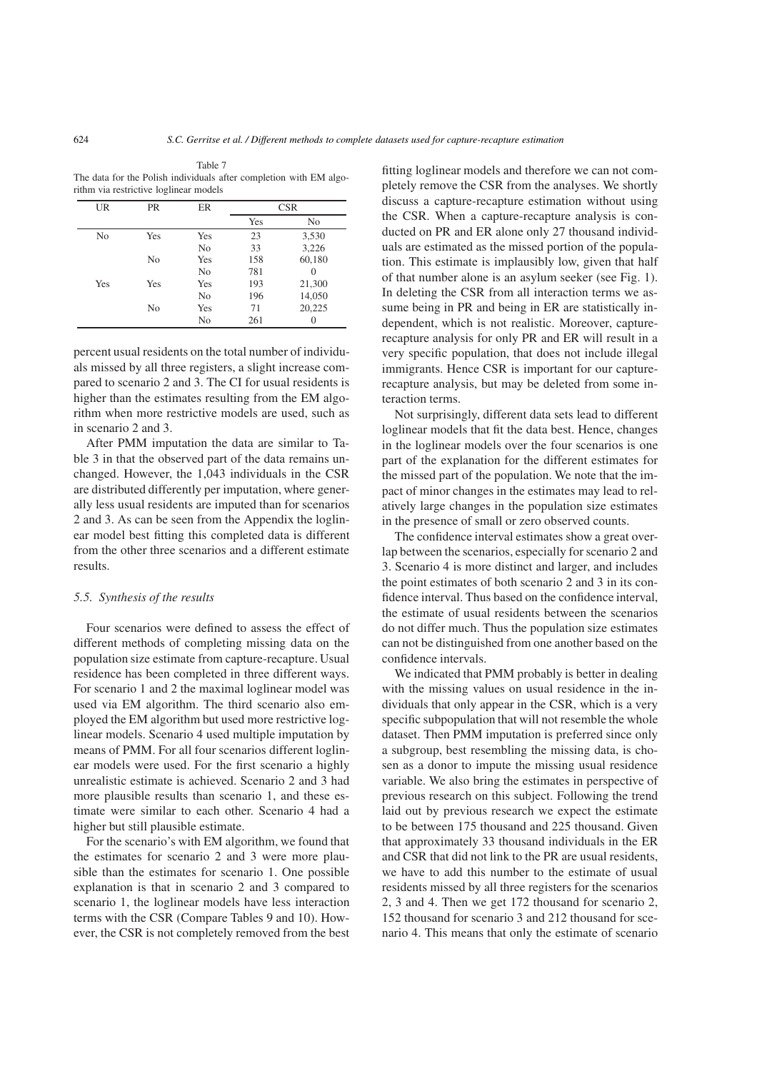Table 7
The data for the Polish individuals after completion with EM algorithm via restrictive loglinear models

| UR | PR | ER | CSR | |
|---|---|---|---|---|
| | | | Yes | No |
| No | Yes | Yes | 23 | 3,530 |
| | | No | 33 | 3,226 |
| | No | Yes | 158 | 60,180 |
| | | No | 781 | 0 |
| Yes | Yes | Yes | 193 | 21,300 |
| | | No | 196 | 14,050 |
| | No | Yes | 71 | 20,225 |
| | | No | 261 | 0 |

percent usual residents on the total number of individuals missed by all three registers, a slight increase compared to scenario 2 and 3. The CI for usual residents is higher than the estimates resulting from the EM algorithm when more restrictive models are used, such as in scenario 2 and 3.

After PMM imputation the data are similar to Table 3 in that the observed part of the data remains unchanged. However, the 1,043 individuals in the CSR are distributed differently per imputation, where generally less usual residents are imputed than for scenarios 2 and 3. As can be seen from the Appendix the loglinear model best fitting this completed data is different from the other three scenarios and a different estimate results.

### 5.5. Synthesis of the results

Four scenarios were defined to assess the effect of different methods of completing missing data on the population size estimate from capture-recapture. Usual residence has been completed in three different ways. For scenario 1 and 2 the maximal loglinear model was used via EM algorithm. The third scenario also employed the EM algorithm but used more restrictive loglinear models. Scenario 4 used multiple imputation by means of PMM. For all four scenarios different loglinear models were used. For the first scenario a highly unrealistic estimate is achieved. Scenario 2 and 3 had more plausible results than scenario 1, and these estimate were similar to each other. Scenario 4 had a higher but still plausible estimate.

For the scenario's with EM algorithm, we found that the estimates for scenario 2 and 3 were more plausible than the estimates for scenario 1. One possible explanation is that in scenario 2 and 3 compared to scenario 1, the loglinear models have less interaction terms with the CSR (Compare Tables 9 and 10). However, the CSR is not completely removed from the best fitting loglinear models and therefore we can not completely remove the CSR from the analyses. We shortly discuss a capture-recapture estimation without using the CSR. When a capture-recapture analysis is conducted on PR and ER alone only 27 thousand individuals are estimated as the missed portion of the population. This estimate is implausibly low, given that half of that number alone is an asylum seeker (see Fig. 1). In deleting the CSR from all interaction terms we assume being in PR and being in ER are statistically independent, which is not realistic. Moreover, capture-recapture analysis for only PR and ER will result in a very specific population, that does not include illegal immigrants. Hence CSR is important for our capture-recapture analysis, but may be deleted from some interaction terms.

Not surprisingly, different data sets lead to different loglinear models that fit the data best. Hence, changes in the loglinear models over the four scenarios is one part of the explanation for the different estimates for the missed part of the population. We note that the impact of minor changes in the estimates may lead to relatively large changes in the population size estimates in the presence of small or zero observed counts.

The confidence interval estimates show a great overlap between the scenarios, especially for scenario 2 and 3. Scenario 4 is more distinct and larger, and includes the point estimates of both scenario 2 and 3 in its confidence interval. Thus based on the confidence interval, the estimate of usual residents between the scenarios do not differ much. Thus the population size estimates can not be distinguished from one another based on the confidence intervals.

We indicated that PMM probably is better in dealing with the missing values on usual residence in the individuals that only appear in the CSR, which is a very specific subpopulation that will not resemble the whole dataset. Then PMM imputation is preferred since only a subgroup, best resembling the missing data, is chosen as a donor to impute the missing usual residence variable. We also bring the estimates in perspective of previous research on this subject. Following the trend laid out by previous research we expect the estimate to be between 175 thousand and 225 thousand. Given that approximately 33 thousand individuals in the ER and CSR that did not link to the PR are usual residents, we have to add this number to the estimate of usual residents missed by all three registers for the scenarios 2, 3 and 4. Then we get 172 thousand for scenario 2, 152 thousand for scenario 3 and 212 thousand for scenario 4. This means that only the estimate of scenario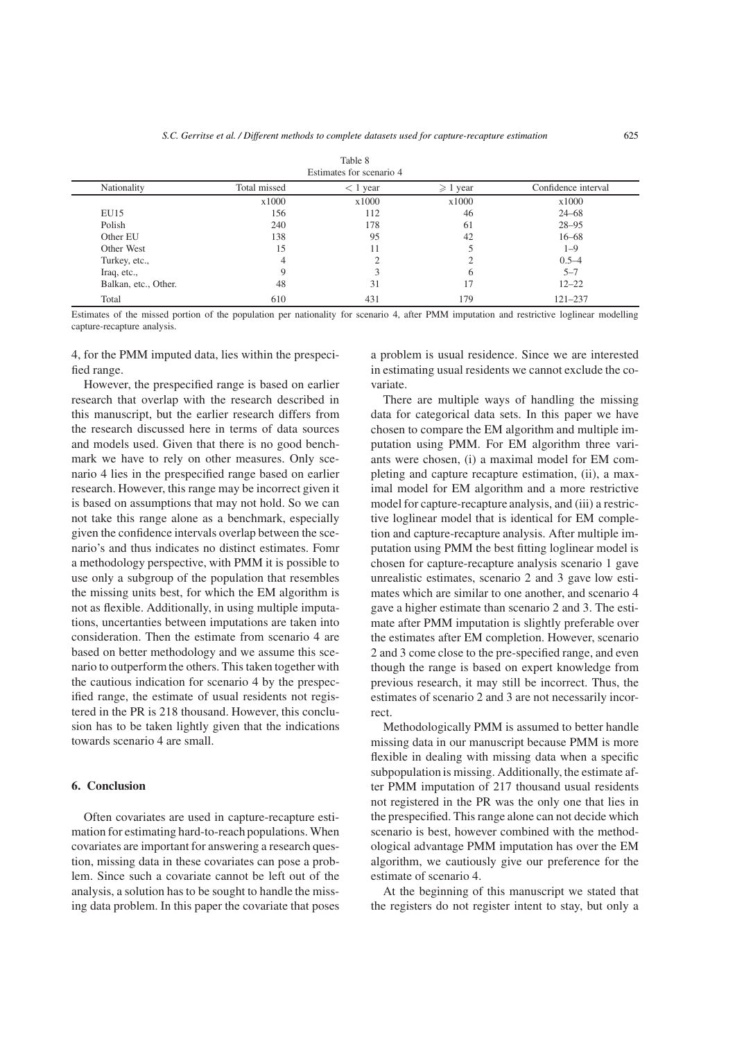Table 8
Estimates for scenario 4

| Nationality | Total missed | < 1 year | $\geqslant$ 1 year | Confidence interval |
|---|---|---|---|---|
| | x1000 | x1000 | x1000 | x1000 |
| EU15 | 156 | 112 | 46 | 24–68 |
| Polish | 240 | 178 | 61 | 28–95 |
| Other EU | 138 | 95 | 42 | 16–68 |
| Other West | 15 | 11 | 5 | 1–9 |
| Turkey, etc., | 4 | 2 | 2 | 0.5–4 |
| Iraq, etc., | 9 | 3 | 6 | 5–7 |
| Balkan, etc., Other. | 48 | 31 | 17 | 12–22 |
| Total | 610 | 431 | 179 | 121–237 |

Estimates of the missed portion of the population per nationality for scenario 4, after PMM imputation and restrictive loglinear modelling capture-recapture analysis.

4, for the PMM imputed data, lies within the prespecified range.

However, the prespecified range is based on earlier research that overlap with the research described in this manuscript, but the earlier research differs from the research discussed here in terms of data sources and models used. Given that there is no good benchmark we have to rely on other measures. Only scenario 4 lies in the prespecified range based on earlier research. However, this range may be incorrect given it is based on assumptions that may not hold. So we can not take this range alone as a benchmark, especially given the confidence intervals overlap between the scenario's and thus indicates no distinct estimates. Fomr a methodology perspective, with PMM it is possible to use only a subgroup of the population that resembles the missing units best, for which the EM algorithm is not as flexible. Additionally, in using multiple imputations, uncertanties between imputations are taken into consideration. Then the estimate from scenario 4 are based on better methodology and we assume this scenario to outperform the others. This taken together with the cautious indication for scenario 4 by the prespecified range, the estimate of usual residents not registered in the PR is 218 thousand. However, this conclusion has to be taken lightly given that the indications towards scenario 4 are small.

## 6. Conclusion

Often covariates are used in capture-recapture estimation for estimating hard-to-reach populations. When covariates are important for answering a research question, missing data in these covariates can pose a problem. Since such a covariate cannot be left out of the analysis, a solution has to be sought to handle the missing data problem. In this paper the covariate that poses a problem is usual residence. Since we are interested in estimating usual residents we cannot exclude the covariate.

There are multiple ways of handling the missing data for categorical data sets. In this paper we have chosen to compare the EM algorithm and multiple imputation using PMM. For EM algorithm three variants were chosen, (i) a maximal model for EM completing and capture recapture estimation, (ii), a maximal model for EM algorithm and a more restrictive model for capture-recapture analysis, and (iii) a restrictive loglinear model that is identical for EM completion and capture-recapture analysis. After multiple imputation using PMM the best fitting loglinear model is chosen for capture-recapture analysis scenario 1 gave unrealistic estimates, scenario 2 and 3 gave low estimates which are similar to one another, and scenario 4 gave a higher estimate than scenario 2 and 3. The estimate after PMM imputation is slightly preferable over the estimates after EM completion. However, scenario 2 and 3 come close to the pre-specified range, and even though the range is based on expert knowledge from previous research, it may still be incorrect. Thus, the estimates of scenario 2 and 3 are not necessarily incorrect.

Methodologically PMM is assumed to better handle missing data in our manuscript because PMM is more flexible in dealing with missing data when a specific subpopulation is missing. Additionally, the estimate after PMM imputation of 217 thousand usual residents not registered in the PR was the only one that lies in the prespecified. This range alone can not decide which scenario is best, however combined with the methodological advantage PMM imputation has over the EM algorithm, we cautiously give our preference for the estimate of scenario 4.

At the beginning of this manuscript we stated that the registers do not register intent to stay, but only a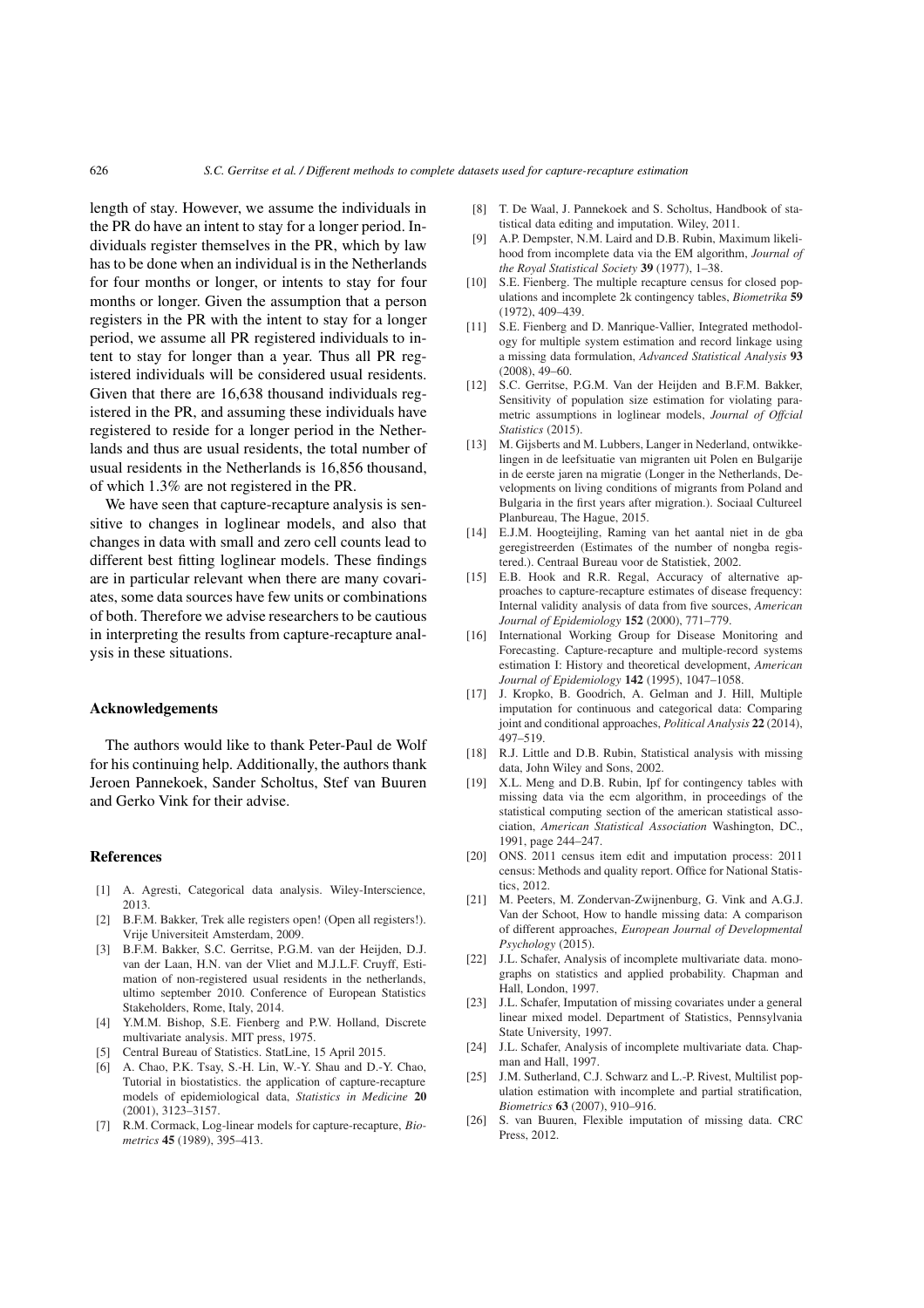length of stay. However, we assume the individuals in the PR do have an intent to stay for a longer period. Individuals register themselves in the PR, which by law has to be done when an individual is in the Netherlands for four months or longer, or intents to stay for four months or longer. Given the assumption that a person registers in the PR with the intent to stay for a longer period, we assume all PR registered individuals to intent to stay for longer than a year. Thus all PR registered individuals will be considered usual residents. Given that there are 16,638 thousand individuals registered in the PR, and assuming these individuals have registered to reside for a longer period in the Netherlands and thus are usual residents, the total number of usual residents in the Netherlands is 16,856 thousand, of which 1.3% are not registered in the PR.

We have seen that capture-recapture analysis is sensitive to changes in loglinear models, and also that changes in data with small and zero cell counts lead to different best fitting loglinear models. These findings are in particular relevant when there are many covariates, some data sources have few units or combinations of both. Therefore we advise researchers to be cautious in interpreting the results from capture-recapture analysis in these situations.

## Acknowledgements

The authors would like to thank Peter-Paul de Wolf for his continuing help. Additionally, the authors thank Jeroen Pannekoek, Sander Scholtus, Stef van Buuren and Gerko Vink for their advise.

## References

- [1] A. Agresti, Categorical data analysis. Wiley-Interscience, 2013.
- [2] B.F.M. Bakker, Trek alle registers open! (Open all registers!). Vrije Universiteit Amsterdam, 2009.
- [3] B.F.M. Bakker, S.C. Gerritse, P.G.M. van der Heijden, D.J. van der Laan, H.N. van der Vliet and M.J.L.F. Cruyff, Estimation of non-registered usual residents in the netherlands, ultimo september 2010. Conference of European Statistics Stakeholders, Rome, Italy, 2014.
- [4] Y.M.M. Bishop, S.E. Fienberg and P.W. Holland, Discrete multivariate analysis. MIT press, 1975.
- [5] Central Bureau of Statistics. StatLine, 15 April 2015.
- [6] A. Chao, P.K. Tsay, S.-H. Lin, W.-Y. Shau and D.-Y. Chao, Tutorial in biostatistics. the application of capture-recapture models of epidemiological data, *Statistics in Medicine* **20** (2001), 3123–3157.
- [7] R.M. Cormack, Log-linear models for capture-recapture, *Biometrics* **45** (1989), 395–413.
- [8] T. De Waal, J. Pannekoek and S. Scholtus, Handbook of statistical data editing and imputation. Wiley, 2011.
- [9] A.P. Dempster, N.M. Laird and D.B. Rubin, Maximum likelihood from incomplete data via the EM algorithm, *Journal of the Royal Statistical Society* **39** (1977), 1–38.
- [10] S.E. Fienberg. The multiple recapture census for closed populations and incomplete 2k contingency tables, *Biometrika* **59** (1972), 409–439.
- [11] S.E. Fienberg and D. Manrique-Vallier, Integrated methodology for multiple system estimation and record linkage using a missing data formulation, *Advanced Statistical Analysis* **93** (2008), 49–60.
- [12] S.C. Gerritse, P.G.M. Van der Heijden and B.F.M. Bakker, Sensitivity of population size estimation for violating parametric assumptions in loglinear models, *Journal of Offcial Statistics* (2015).
- [13] M. Gijsberts and M. Lubbers, Langer in Nederland, ontwikkelingen in de leefsituatie van migranten uit Polen en Bulgarije in de eerste jaren na migratie (Longer in the Netherlands, Developments on living conditions of migrants from Poland and Bulgaria in the first years after migration.). Sociaal Cultureel Planbureau, The Hague, 2015.
- [14] E.J.M. Hoogteijling, Raming van het aantal niet in de gba geregistreerden (Estimates of the number of nongba registered.). Centraal Bureau voor de Statistiek, 2002.
- [15] E.B. Hook and R.R. Regal, Accuracy of alternative approaches to capture-recapture estimates of disease frequency: Internal validity analysis of data from five sources, *American Journal of Epidemiology* **152** (2000), 771–779.
- [16] International Working Group for Disease Monitoring and Forecasting. Capture-recapture and multiple-record systems estimation I: History and theoretical development, *American Journal of Epidemiology* **142** (1995), 1047–1058.
- [17] J. Kropko, B. Goodrich, A. Gelman and J. Hill, Multiple imputation for continuous and categorical data: Comparing joint and conditional approaches, *Political Analysis* **22** (2014), 497–519.
- [18] R.J. Little and D.B. Rubin, Statistical analysis with missing data, John Wiley and Sons, 2002.
- [19] X.L. Meng and D.B. Rubin, Ipf for contingency tables with missing data via the ecm algorithm, in proceedings of the statistical computing section of the american statistical association, *American Statistical Association* Washington, DC., 1991, page 244–247.
- [20] ONS. 2011 census item edit and imputation process: 2011 census: Methods and quality report. Office for National Statistics, 2012.
- [21] M. Peeters, M. Zondervan-Zwijnenburg, G. Vink and A.G.J. Van der Schoot, How to handle missing data: A comparison of different approaches, *European Journal of Developmental Psychology* (2015).
- [22] J.L. Schafer, Analysis of incomplete multivariate data. monographs on statistics and applied probability. Chapman and Hall, London, 1997.
- [23] J.L. Schafer, Imputation of missing covariates under a general linear mixed model. Department of Statistics, Pennsylvania State University, 1997.
- [24] J.L. Schafer, Analysis of incomplete multivariate data. Chapman and Hall, 1997.
- [25] J.M. Sutherland, C.J. Schwarz and L.-P. Rivest, Multilist population estimation with incomplete and partial stratification, *Biometrics* **63** (2007), 910–916.
- [26] S. van Buuren, Flexible imputation of missing data. CRC Press, 2012.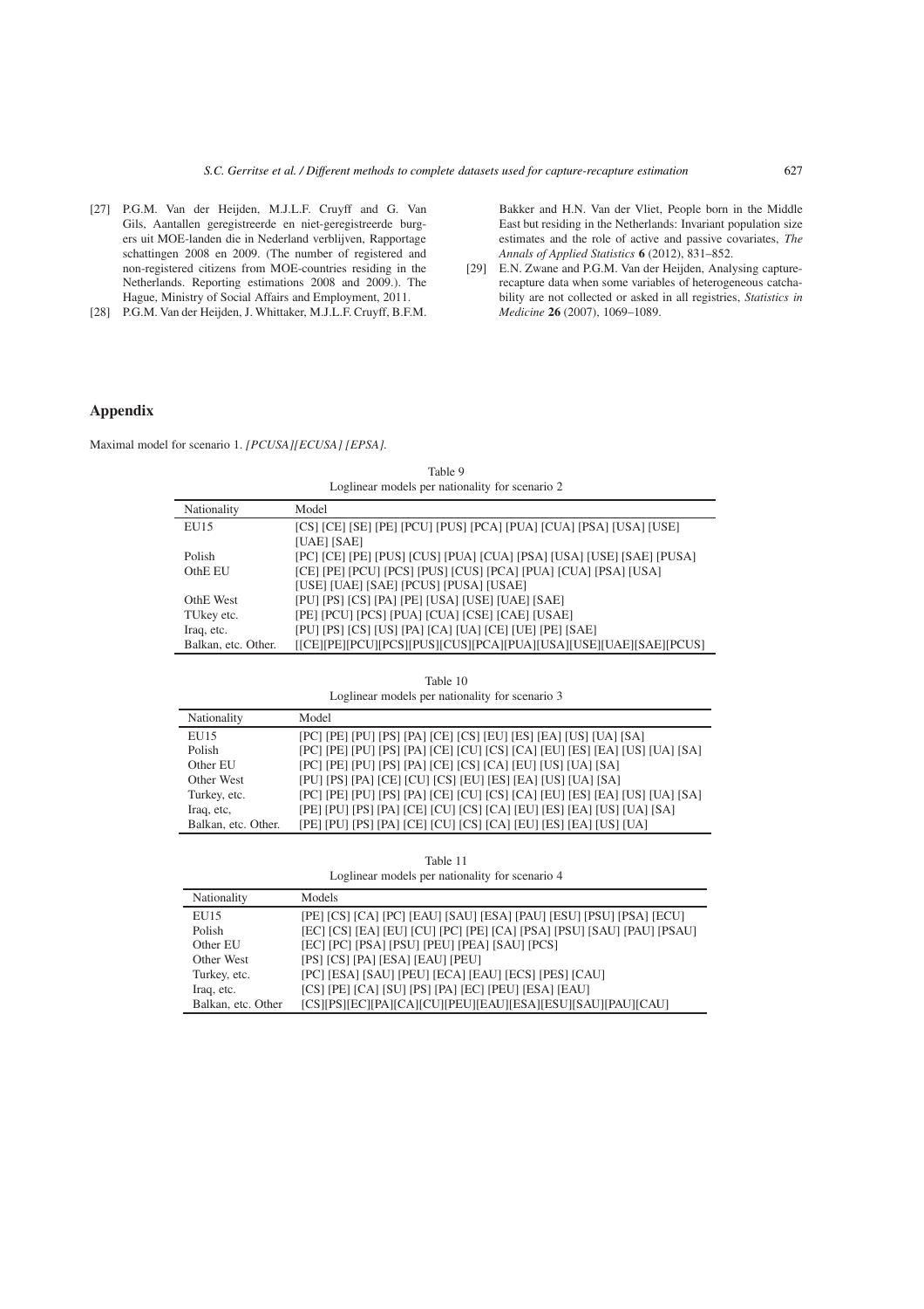[27] P.G.M. Van der Heijden, M.J.L.F. Cruyff and G. Van Gils, Aantallen geregistreerde en niet-geregistreerde burgers uit MOE-landen die in Nederland verblijven, Rapportage schattingen 2008 en 2009. (The number of registered and non-registered citizens from MOE-countries residing in the Netherlands. Reporting estimations 2008 and 2009.). The Hague, Ministry of Social Affairs and Employment, 2011.

[28] P.G.M. Van der Heijden, J. Whittaker, M.J.L.F. Cruyff, B.F.M. Bakker and H.N. Van der Vliet, People born in the Middle East but residing in the Netherlands: Invariant population size estimates and the role of active and passive covariates, *The Annals of Applied Statistics* **6** (2012), 831–852.

[29] E.N. Zwane and P.G.M. Van der Heijden, Analysing capture-recapture data when some variables of heterogeneous catchability are not collected or asked in all registries, *Statistics in Medicine* **26** (2007), 1069–1089.

## Appendix

Maximal model for scenario 1. *[PCUSA][ECUSA] [EPSA].*

Table 9
Loglinear models per nationality for scenario 2

| Nationality | Model |
|---|---|
| EU15 | [CS] [CE] [SE] [PE] [PCU] [PUS] [PCA] [PUA] [CUA] [PSA] [USA] [USE] [UAE] [SAE] |
| Polish | [PC] [CE] [PE] [PUS] [CUS] [PUA] [CUA] [PSA] [USA] [USE] [SAE] [PUSA] |
| OthE EU | [CE] [PE] [PCU] [PCS] [PUS] [CUS] [PCA] [PUA] [CUA] [PSA] [USA] [USE] [UAE] [SAE] [PCUS] [PUSA] [USAE] |
| OthE West | [PU] [PS] [CS] [PA] [PE] [USA] [USE] [UAE] [SAE] |
| TUkey etc. | [PE] [PCU] [PCS] [PUA] [CUA] [CSE] [CAE] [USAE] |
| Iraq, etc. | [PU] [PS] [CS] [US] [PA] [CA] [UA] [CE] [UE] [PE] [SAE] |
| Balkan, etc. Other. | [[CE][PE][PCU][PCS][PUS][CUS][PCA][PUA][USA][USE][UAE][SAE][PCUS] |

Table 10
Loglinear models per nationality for scenario 3

| Nationality | Model |
|---|---|
| EU15 | [PC] [PE] [PU] [PS] [PA] [CE] [CS] [EU] [ES] [EA] [US] [UA] [SA] |
| Polish | [PC] [PE] [PU] [PS] [PA] [CE] [CU] [CS] [CA] [EU] [ES] [EA] [US] [UA] [SA] |
| Other EU | [PC] [PE] [PU] [PS] [PA] [CE] [CS] [CA] [EU] [US] [UA] [SA] |
| Other West | [PU] [PS] [PA] [CE] [CU] [CS] [EU] [ES] [EA] [US] [UA] [SA] |
| Turkey, etc. | [PC] [PE] [PU] [PS] [PA] [CE] [CU] [CS] [CA] [EU] [ES] [EA] [US] [UA] [SA] |
| Iraq, etc, | [PE] [PU] [PS] [PA] [CE] [CU] [CS] [CA] [EU] [ES] [EA] [US] [UA] [SA] |
| Balkan, etc. Other. | [PE] [PU] [PS] [PA] [CE] [CU] [CS] [CA] [EU] [ES] [EA] [US] [UA] |

Table 11
Loglinear models per nationality for scenario 4

| Nationality | Models |
|---|---|
| EU15 | [PE] [CS] [CA] [PC] [EAU] [SAU] [ESA] [PAU] [ESU] [PSU] [PSA] [ECU] |
| Polish | [EC] [CS] [EA] [EU] [CU] [PC] [PE] [CA] [PSA] [PSU] [SAU] [PAU] [PSAU] |
| Other EU | [EC] [PC] [PSA] [PSU] [PEU] [PEA] [SAU] [PCS] |
| Other West | [PS] [CS] [PA] [ESA] [EAU] [PEU] |
| Turkey, etc. | [PC] [ESA] [SAU] [PEU] [ECA] [EAU] [ECS] [PES] [CAU] |
| Iraq, etc. | [CS] [PE] [CA] [SU] [PS] [PA] [EC] [PEU] [ESA] [EAU] |
| Balkan, etc. Other | [CS][PS][EC][PA][CA][CU][PEU][EAU][ESA][ESU][SAU][PAU][CAU] |